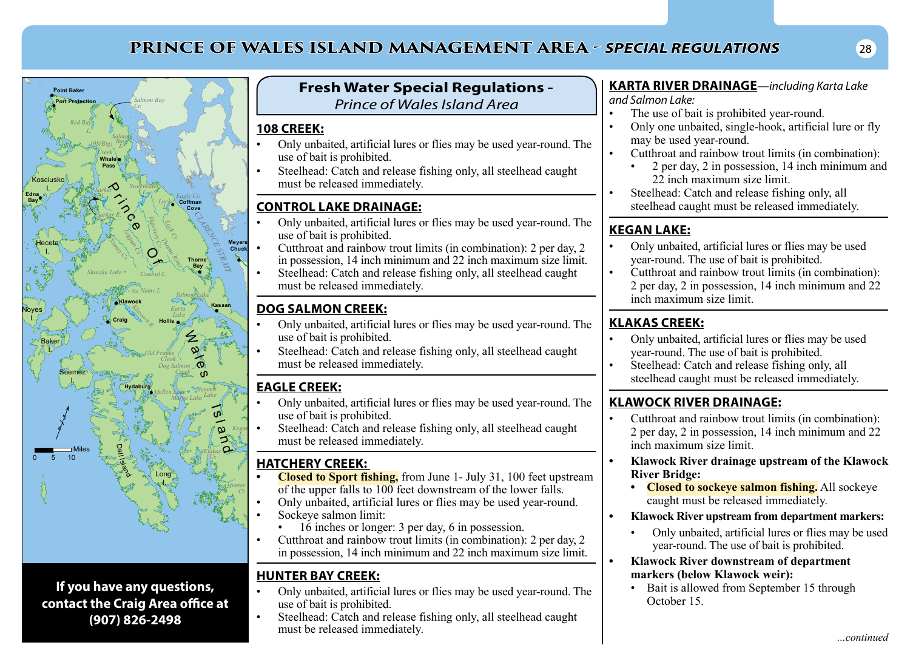# PRINCE OF WALES ISLAND MANAGEMENT AREA - *SPECIAL REGULATIONS*

**If you have any questions, contact the Craig Area office at (907) 826-2498**

## Fresh Water Special Regulations - *Prince of Wales Island Area*

### 108 CREEK:

- Only unbaited, artificial lures or flies may be used year-round. The use of bait is prohibited.
- Steelhead: Catch and release fishing only, all steelhead caught must be released immediately.

### CONTROL LAKE DRAINAGE:

- Only unbaited, artificial lures or flies may be used year-round. The use of bait is prohibited.
- Cutthroat and rainbow trout limits (in combination): 2 per day, 2 in possession, 14 inch minimum and 22 inch maximum size limit.
- Steelhead: Catch and release fishing only, all steelhead caught must be released immediately.

### DOG SALMON CREEK:

- Only unbaited, artificial lures or flies may be used year-round. The use of bait is prohibited.
- Steelhead: Catch and release fishing only, all steelhead caught must be released immediately.

### EAGLE CREEK:

- Only unbaited, artificial lures or flies may be used year-round. The use of bait is prohibited.
- Steelhead: Catch and release fishing only, all steelhead caught must be released immediately.

### HATCHERY CREEK:

- **Closed to Sport fishing,** from June 1- July 31, 100 feet upstream of the upper falls to 100 feet downstream of the lower falls.
- Only unbaited, artificial lures or flies may be used year-round.
- Sockeye salmon limit:
  - 16 inches or longer: 3 per day, 6 in possession.
- Cutthroat and rainbow trout limits (in combination): 2 per day, 2 in possession, 14 inch minimum and 22 inch maximum size limit.

### HUNTER BAY CREEK:

- Only unbaited, artificial lures or flies may be used year-round. The use of bait is prohibited.
- Steelhead: Catch and release fishing only, all steelhead caught must be released immediately.

### KARTA RIVER DRAINAGE—*including Karta Lake and Salmon Lake:*

- The use of bait is prohibited year-round.
- Only one unbaited, single-hook, artificial lure or fly may be used year-round.
- Cutthroat and rainbow trout limits (in combination):
  - 2 per day, 2 in possession, 14 inch minimum and 22 inch maximum size limit.
- Steelhead: Catch and release fishing only, all steelhead caught must be released immediately.

### KEGAN LAKE:

- Only unbaited, artificial lures or flies may be used year-round. The use of bait is prohibited.
- Cutthroat and rainbow trout limits (in combination): 2 per day, 2 in possession, 14 inch minimum and 22 inch maximum size limit.

### KLAKAS CREEK:

- Only unbaited, artificial lures or flies may be used year-round. The use of bait is prohibited.
- Steelhead: Catch and release fishing only, all steelhead caught must be released immediately.

### KLAWOCK RIVER DRAINAGE:

- Cutthroat and rainbow trout limits (in combination): 2 per day, 2 in possession, 14 inch minimum and 22 inch maximum size limit.
- **Klawock River drainage upstream of the Klawock River Bridge:**
  - **Closed to sockeye salmon fishing.** All sockeye caught must be released immediately.
- **Klawock River upstream from department markers:**
  - Only unbaited, artificial lures or flies may be used year-round. The use of bait is prohibited.
- **Klawock River downstream of department markers (below Klawock weir):**
  - Bait is allowed from September 15 through October 15.

*...continued*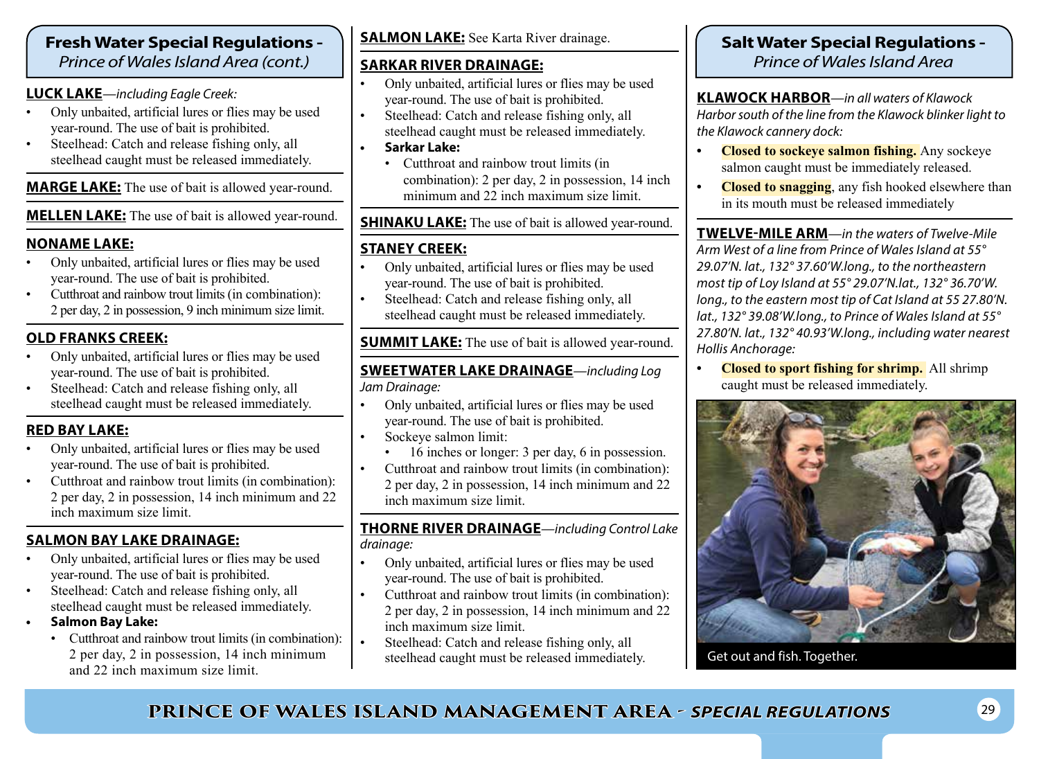## Fresh Water Special Regulations - *Prince of Wales Island Area (cont.)*

**LUCK LAKE**—*including Eagle Creek:*

- Only unbaited, artificial lures or flies may be used year-round. The use of bait is prohibited.
- Steelhead: Catch and release fishing only, all steelhead caught must be released immediately.

**MARGE LAKE:** The use of bait is allowed year-round.

**MELLEN LAKE:** The use of bait is allowed year-round.

**NONAME LAKE:**

- Only unbaited, artificial lures or flies may be used year-round. The use of bait is prohibited.
- Cutthroat and rainbow trout limits (in combination): 2 per day, 2 in possession, 9 inch minimum size limit.

**OLD FRANKS CREEK:**

- Only unbaited, artificial lures or flies may be used year-round. The use of bait is prohibited.
- Steelhead: Catch and release fishing only, all steelhead caught must be released immediately.

**RED BAY LAKE:**

- Only unbaited, artificial lures or flies may be used year-round. The use of bait is prohibited.
- Cutthroat and rainbow trout limits (in combination): 2 per day, 2 in possession, 14 inch minimum and 22 inch maximum size limit.

**SALMON BAY LAKE DRAINAGE:**

- Only unbaited, artificial lures or flies may be used year-round. The use of bait is prohibited.
- Steelhead: Catch and release fishing only, all steelhead caught must be released immediately.
- **Salmon Bay Lake:**
  - Cutthroat and rainbow trout limits (in combination): 2 per day, 2 in possession, 14 inch minimum and 22 inch maximum size limit.

**SALMON LAKE:** See Karta River drainage.

**SARKAR RIVER DRAINAGE:**

- Only unbaited, artificial lures or flies may be used year-round. The use of bait is prohibited.
- Steelhead: Catch and release fishing only, all steelhead caught must be released immediately.
- **Sarkar Lake:**
  - Cutthroat and rainbow trout limits (in combination): 2 per day, 2 in possession, 14 inch minimum and 22 inch maximum size limit.

**SHINAKU LAKE:** The use of bait is allowed year-round.

**STANEY CREEK:**

- Only unbaited, artificial lures or flies may be used year-round. The use of bait is prohibited.
- Steelhead: Catch and release fishing only, all steelhead caught must be released immediately.

**SUMMIT LAKE:** The use of bait is allowed year-round.

**SWEETWATER LAKE DRAINAGE**—*including Log Jam Drainage:*

- Only unbaited, artificial lures or flies may be used year-round. The use of bait is prohibited.
- Sockeye salmon limit:
  - 16 inches or longer: 3 per day, 6 in possession.
- Cutthroat and rainbow trout limits (in combination): 2 per day, 2 in possession, 14 inch minimum and 22 inch maximum size limit.

**THORNE RIVER DRAINAGE**—*including Control Lake drainage:*

- Only unbaited, artificial lures or flies may be used year-round. The use of bait is prohibited.
- Cutthroat and rainbow trout limits (in combination): 2 per day, 2 in possession, 14 inch minimum and 22 inch maximum size limit.
- Steelhead: Catch and release fishing only, all steelhead caught must be released immediately.

## Salt Water Special Regulations - *Prince of Wales Island Area*

**KLAWOCK HARBOR**—*in all waters of Klawock Harbor south of the line from the Klawock blinker light to the Klawock cannery dock:*

- **Closed to sockeye salmon fishing.** Any sockeye salmon caught must be immediately released.
- **Closed to snagging**, any fish hooked elsewhere than in its mouth must be released immediately

**TWELVE-MILE ARM**—*in the waters of Twelve-Mile Arm West of a line from Prince of Wales Island at 55° 29.07'N. lat., 132° 37.60'W.long., to the northeastern most tip of Loy Island at 55° 29.07'N.lat., 132° 36.70'W. long., to the eastern most tip of Cat Island at 55 27.80'N. lat., 132° 39.08'W.long., to Prince of Wales Island at 55° 27.80'N. lat., 132° 40.93'W.long., including water nearest Hollis Anchorage:*

- **Closed to sport fishing for shrimp.** All shrimp caught must be released immediately.

Get out and fish. Together.